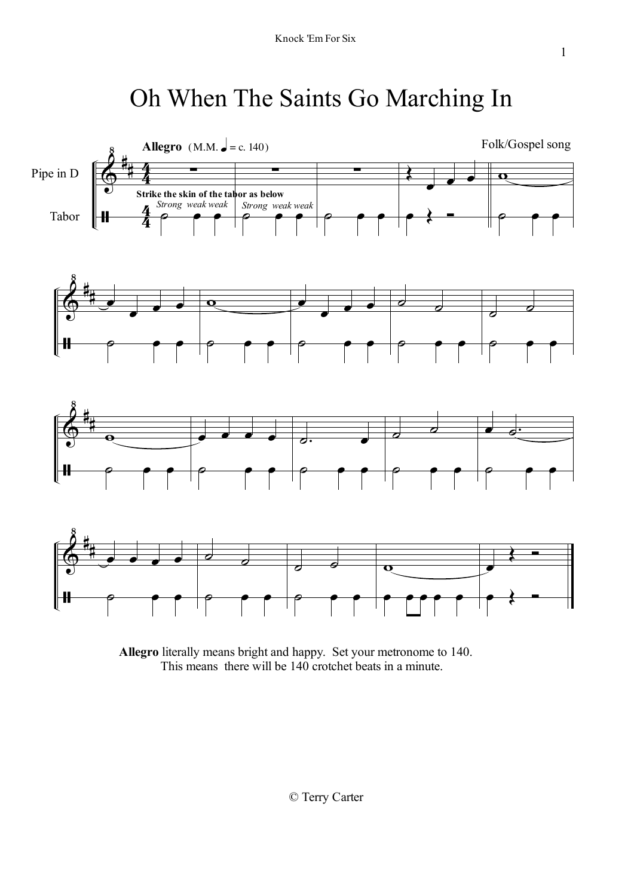# Oh When The Saints Go Marching In

Folk/Gospel song

**Allegro** (M.M. ♩ = c. 140)

Pipe in D

Tabor

**Strike the skin of the tabor as below**

*Strong weak weak* *Strong weak weak*

**Allegro** literally means bright and happy. Set your metronome to 140. This means there will be 140 crotchet beats in a minute.

© Terry Carter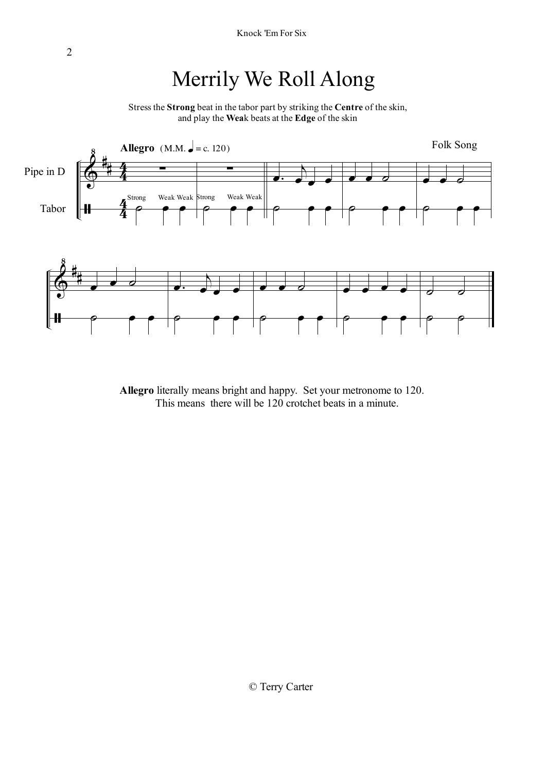# Merrily We Roll Along

Stress the **Strong** beat in the tabor part by striking the **Centre** of the skin, and play the **Weak** beats at the **Edge** of the skin

**Allegro** (M.M. ♩ = c. 120)

Folk Song

Pipe in D

Tabor

Strong Weak Weak Strong Weak Weak

**Allegro** literally means bright and happy. Set your metronome to 120. This means there will be 120 crotchet beats in a minute.

© Terry Carter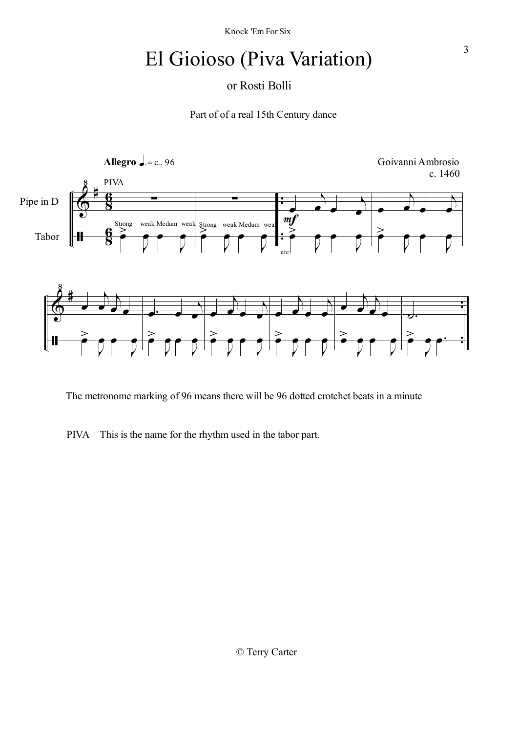# El Gioioso (Piva Variation)

or Rosti Bolli

Part of of a real 15th Century dance

**Allegro** ♩. = c.. 96

Goivanni Ambrosio
c. 1460

The metronome marking of 96 means there will be 96 dotted crotchet beats in a minute

PIVA This is the name for the rhythm used in the tabor part.

© Terry Carter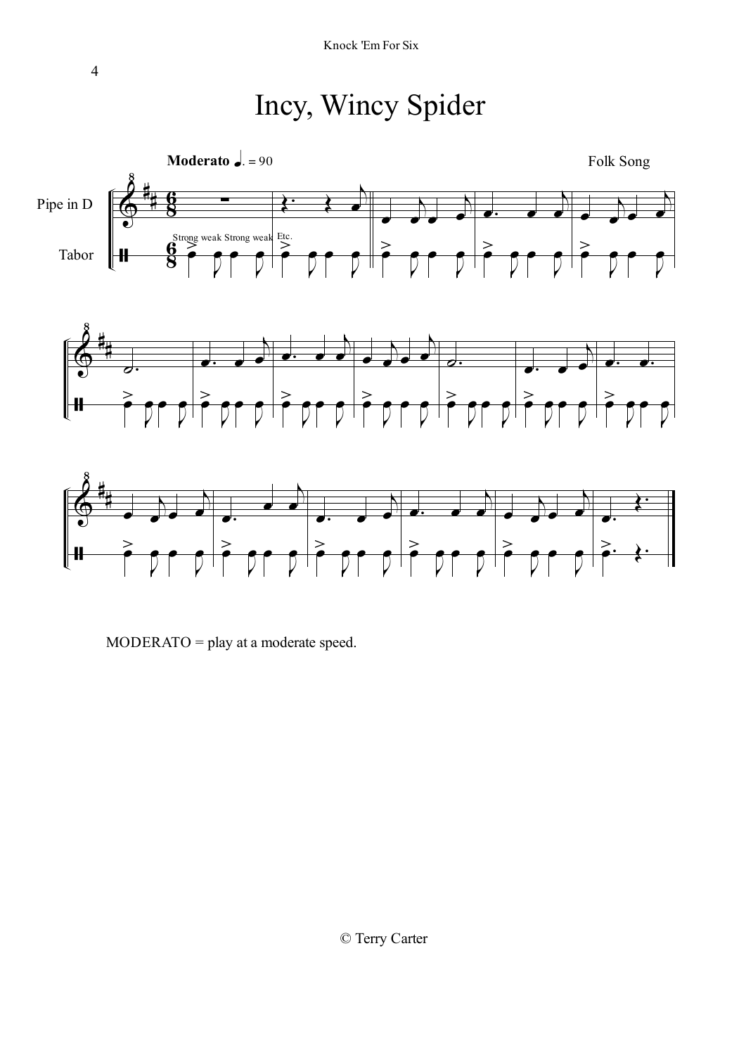# Incy, Wincy Spider

**Moderato** ♩. = 90

Folk Song

Pipe in D

Tabor

Strong weak Strong weak Etc.

MODERATO = play at a moderate speed.

© Terry Carter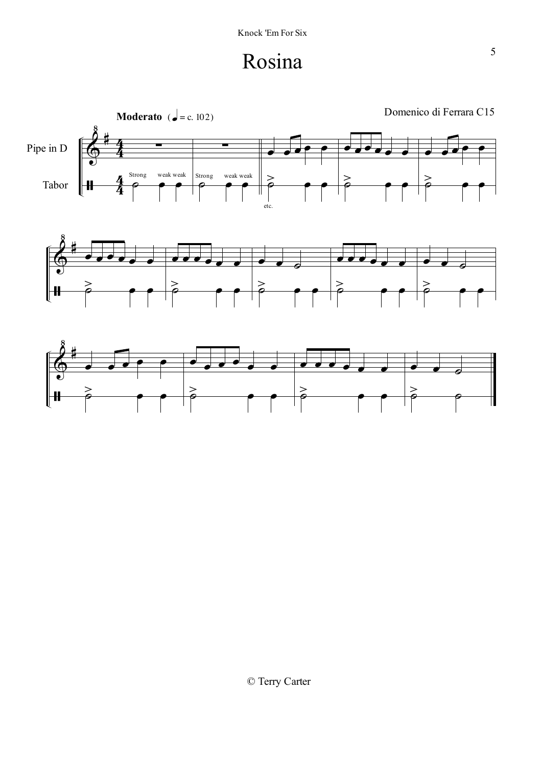# Rosina

**Moderato** (♩ = c. 102)

Domenico di Ferrara C15

Pipe in D

Tabor

Strong weak weak Strong weak weak

etc.

© Terry Carter